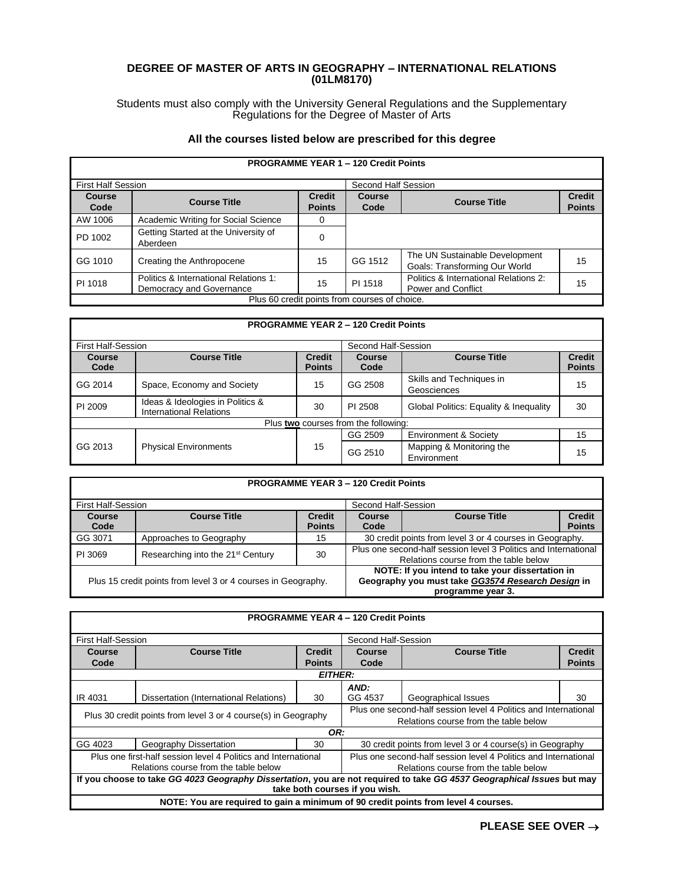# DEGREE OF MASTER OF ARTS IN GEOGRAPHY – INTERNATIONAL RELATIONS (01LM8170)

Students must also comply with the University General Regulations and the Supplementary Regulations for the Degree of Master of Arts

**All the courses listed below are prescribed for this degree**

| **PROGRAMME YEAR 1 – 120 Credit Points** | | | | | |
|---|---|---|---|---|---|
| First Half Session | | | Second Half Session | | |
| **Course Code** | **Course Title** | **Credit Points** | **Course Code** | **Course Title** | **Credit Points** |
| AW 1006 | Academic Writing for Social Science | 0 | | | |
| PD 1002 | Getting Started at the University of Aberdeen | 0 | | | |
| GG 1010 | Creating the Anthropocene | 15 | GG 1512 | The UN Sustainable Development Goals: Transforming Our World | 15 |
| PI 1018 | Politics & International Relations 1: Democracy and Governance | 15 | PI 1518 | Politics & International Relations 2: Power and Conflict | 15 |
| Plus 60 credit points from courses of choice. | | | | | |

| **PROGRAMME YEAR 2 – 120 Credit Points** | | | | | |
|---|---|---|---|---|---|
| First Half-Session | | | Second Half-Session | | |
| **Course Code** | **Course Title** | **Credit Points** | **Course Code** | **Course Title** | **Credit Points** |
| GG 2014 | Space, Economy and Society | 15 | GG 2508 | Skills and Techniques in Geosciences | 15 |
| PI 2009 | Ideas & Ideologies in Politics & International Relations | 30 | PI 2508 | Global Politics: Equality & Inequality | 30 |
| Plus **two** courses from the following: | | | | | |
| GG 2013 | Physical Environments | 15 | GG 2509 | Environment & Society | 15 |
| | | | GG 2510 | Mapping & Monitoring the Environment | 15 |

| **PROGRAMME YEAR 3 – 120 Credit Points** | | | | | |
|---|---|---|---|---|---|
| First Half-Session | | | Second Half-Session | | |
| **Course Code** | **Course Title** | **Credit Points** | **Course Code** | **Course Title** | **Credit Points** |
| GG 3071 | Approaches to Geography | 15 | 30 credit points from level 3 or 4 courses in Geography. | | |
| PI 3069 | Researching into the 21st Century | 30 | Plus one second-half session level 3 Politics and International Relations course from the table below | | |
| Plus 15 credit points from level 3 or 4 courses in Geography. | | | **NOTE: If you intend to take your dissertation in Geography you must take *GG3574 Research Design* in programme year 3.** | | |

| **PROGRAMME YEAR 4 – 120 Credit Points** | | | | | |
|---|---|---|---|---|---|
| First Half-Session | | | Second Half-Session | | |
| **Course Code** | **Course Title** | **Credit Points** | **Course Code** | **Course Title** | **Credit Points** |
| ***EITHER:*** | | | | | |
| IR 4031 | Dissertation (International Relations) | 30 | ***AND:*** GG 4537 | Geographical Issues | 30 |
| Plus 30 credit points from level 3 or 4 course(s) in Geography | | | Plus one second-half session level 4 Politics and International Relations course from the table below | | |
| ***OR:*** | | | | | |
| GG 4023 | Geography Dissertation | 30 | 30 credit points from level 3 or 4 course(s) in Geography | | |
| Plus one first-half session level 4 Politics and International Relations course from the table below | | | Plus one second-half session level 4 Politics and International Relations course from the table below | | |
| **If you choose to take *GG 4023 Geography Dissertation*, you are not required to take *GG 4537 Geographical Issues* but may take both courses if you wish.** | | | | | |
| **NOTE: You are required to gain a minimum of 90 credit points from level 4 courses.** | | | | | |

**PLEASE SEE OVER →**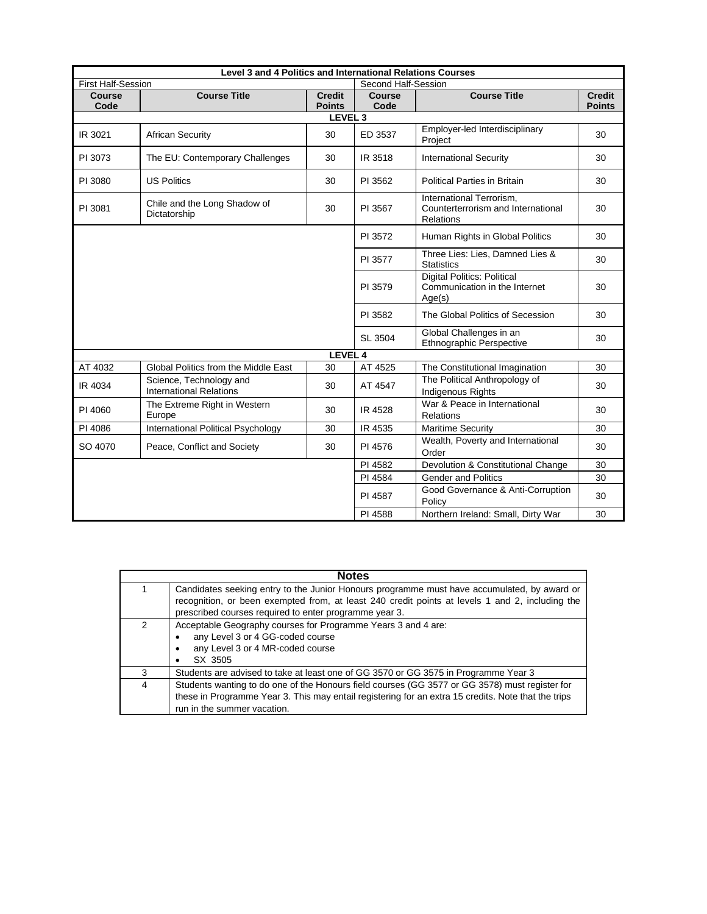| Level 3 and 4 Politics and International Relations Courses | | | | | |
|---|---|---|---|---|---|
| First Half-Session | | | Second Half-Session | | |
| **Course Code** | **Course Title** | **Credit Points** | **Course Code** | **Course Title** | **Credit Points** |
| **LEVEL 3** | | | | | |
| IR 3021 | African Security | 30 | ED 3537 | Employer-led Interdisciplinary Project | 30 |
| PI 3073 | The EU: Contemporary Challenges | 30 | IR 3518 | International Security | 30 |
| PI 3080 | US Politics | 30 | PI 3562 | Political Parties in Britain | 30 |
| PI 3081 | Chile and the Long Shadow of Dictatorship | 30 | PI 3567 | International Terrorism, Counterterrorism and International Relations | 30 |
| | | | PI 3572 | Human Rights in Global Politics | 30 |
| | | | PI 3577 | Three Lies: Lies, Damned Lies & Statistics | 30 |
| | | | PI 3579 | Digital Politics: Political Communication in the Internet Age(s) | 30 |
| | | | PI 3582 | The Global Politics of Secession | 30 |
| | | | SL 3504 | Global Challenges in an Ethnographic Perspective | 30 |
| **LEVEL 4** | | | | | |
| AT 4032 | Global Politics from the Middle East | 30 | AT 4525 | The Constitutional Imagination | 30 |
| IR 4034 | Science, Technology and International Relations | 30 | AT 4547 | The Political Anthropology of Indigenous Rights | 30 |
| PI 4060 | The Extreme Right in Western Europe | 30 | IR 4528 | War & Peace in International Relations | 30 |
| PI 4086 | International Political Psychology | 30 | IR 4535 | Maritime Security | 30 |
| SO 4070 | Peace, Conflict and Society | 30 | PI 4576 | Wealth, Poverty and International Order | 30 |
| | | | PI 4582 | Devolution & Constitutional Change | 30 |
| | | | PI 4584 | Gender and Politics | 30 |
| | | | PI 4587 | Good Governance & Anti-Corruption Policy | 30 |
| | | | PI 4588 | Northern Ireland: Small, Dirty War | 30 |

| Notes | |
|---|---|
| 1 | Candidates seeking entry to the Junior Honours programme must have accumulated, by award or recognition, or been exempted from, at least 240 credit points at levels 1 and 2, including the prescribed courses required to enter programme year 3. |
| 2 | Acceptable Geography courses for Programme Years 3 and 4 are: <br>• any Level 3 or 4 GG-coded course <br>• any Level 3 or 4 MR-coded course <br>• SX 3505 |
| 3 | Students are advised to take at least one of GG 3570 or GG 3575 in Programme Year 3 |
| 4 | Students wanting to do one of the Honours field courses (GG 3577 or GG 3578) must register for these in Programme Year 3. This may entail registering for an extra 15 credits. Note that the trips run in the summer vacation. |